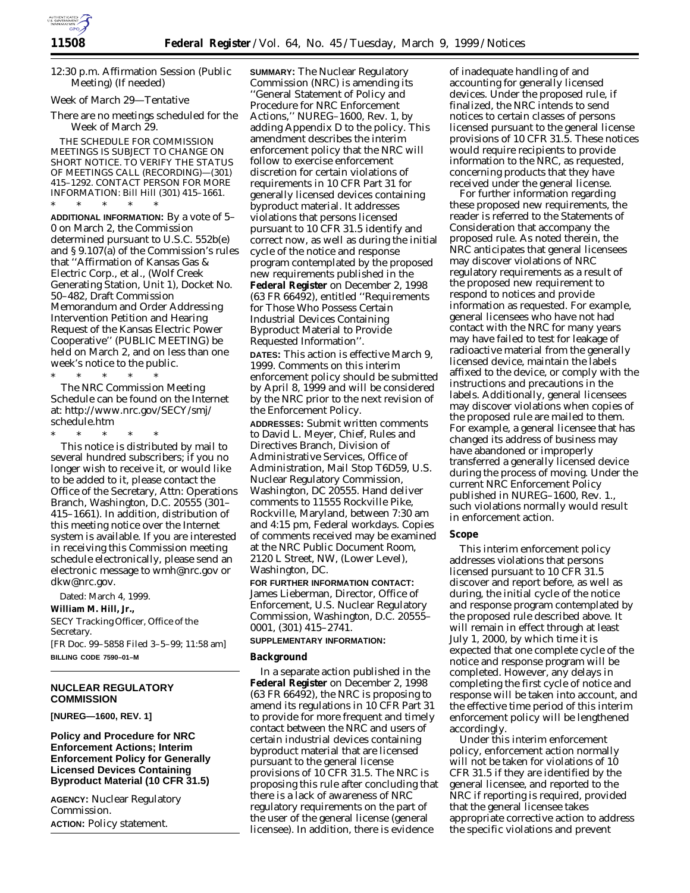12:30 p.m. Affirmation Session (Public Meeting) (If needed)

*Week of March 29—Tentative*

There are no meetings scheduled for the Week of March 29.

THE SCHEDULE FOR COMMISSION MEETINGS IS SUBJECT TO CHANGE ON SHORT NOTICE. TO VERIFY THE STATUS OF MEETINGS CALL (RECORDING)—(301) 415–1292. CONTACT PERSON FOR MORE INFORMATION: Bill Hill (301) 415–1661.

\* \* \* \* \*

**ADDITIONAL INFORMATION:** By a vote of 5–0 on March 2, the Commission determined pursuant to U.S.C. 552b(e) and § 9.107(a) of the Commission's rules that ''Affirmation of Kansas Gas & Electric Corp., et al., (Wolf Creek Generating Station, Unit 1), Docket No. 50–482, Draft Commission Memorandum and Order Addressing Intervention Petition and Hearing Request of the Kansas Electric Power Cooperative'' (PUBLIC MEETING) be held on March 2, and on less than one week's notice to the public.

\* \* \* \* \*

The NRC Commission Meeting Schedule can be found on the Internet at: http://www.nrc.gov/SECY/smj/schedule.htm

\* \* \* \* \*

This notice is distributed by mail to several hundred subscribers; if you no longer wish to receive it, or would like to be added to it, please contact the Office of the Secretary, Attn: Operations Branch, Washington, D.C. 20555 (301–415–1661). In addition, distribution of this meeting notice over the Internet system is available. If you are interested in receiving this Commission meeting schedule electronically, please send an electronic message to wmh@nrc.gov or dkw@nrc.gov.

Dated: March 4, 1999.

**William M. Hill, Jr.,**

*SECY Tracking Officer, Office of the Secretary.*

[FR Doc. 99–5858 Filed 3–5–99; 11:58 am]

**BILLING CODE 7590–01–M**

## NUCLEAR REGULATORY COMMISSION

**[NUREG—1600, REV. 1]**

## Policy and Procedure for NRC Enforcement Actions; Interim Enforcement Policy for Generally Licensed Devices Containing Byproduct Material (10 CFR 31.5)

**AGENCY:** Nuclear Regulatory Commission.

**ACTION:** Policy statement.

**SUMMARY:** The Nuclear Regulatory Commission (NRC) is amending its ''General Statement of Policy and Procedure for NRC Enforcement Actions,'' NUREG–1600, Rev. 1, by adding Appendix D to the policy. This amendment describes the interim enforcement policy that the NRC will follow to exercise enforcement discretion for certain violations of requirements in 10 CFR Part 31 for generally licensed devices containing byproduct material. It addresses violations that persons licensed pursuant to 10 CFR 31.5 identify and correct now, as well as during the initial cycle of the notice and response program contemplated by the proposed new requirements published in the **Federal Register** on December 2, 1998 (63 FR 66492), entitled ''Requirements for Those Who Possess Certain Industrial Devices Containing Byproduct Material to Provide Requested Information''.

**DATES:** This action is effective March 9, 1999. Comments on this interim enforcement policy should be submitted by April 8, 1999 and will be considered by the NRC prior to the next revision of the Enforcement Policy.

**ADDRESSES:** Submit written comments to David L. Meyer, Chief, Rules and Directives Branch, Division of Administrative Services, Office of Administration, Mail Stop T6D59, U.S. Nuclear Regulatory Commission, Washington, DC 20555. Hand deliver comments to 11555 Rockville Pike, Rockville, Maryland, between 7:30 am and 4:15 pm, Federal workdays. Copies of comments received may be examined at the NRC Public Document Room, 2120 L Street, NW, (Lower Level), Washington, DC.

**FOR FURTHER INFORMATION CONTACT:** James Lieberman, Director, Office of Enforcement, U.S. Nuclear Regulatory Commission, Washington, D.C. 20555–0001, (301) 415–2741.

**SUPPLEMENTARY INFORMATION:**

### Background

In a separate action published in the **Federal Register** on December 2, 1998 (63 FR 66492), the NRC is proposing to amend its regulations in 10 CFR Part 31 to provide for more frequent and timely contact between the NRC and users of certain industrial devices containing byproduct material that are licensed pursuant to the general license provisions of 10 CFR 31.5. The NRC is proposing this rule after concluding that there is a lack of awareness of NRC regulatory requirements on the part of the user of the general license (general licensee). In addition, there is evidence of inadequate handling of and accounting for generally licensed devices. Under the proposed rule, if finalized, the NRC intends to send notices to certain classes of persons licensed pursuant to the general license provisions of 10 CFR 31.5. These notices would require recipients to provide information to the NRC, as requested, concerning products that they have received under the general license.

For further information regarding these proposed new requirements, the reader is referred to the Statements of Consideration that accompany the proposed rule. As noted therein, the NRC anticipates that general licensees may discover violations of NRC regulatory requirements as a result of the proposed new requirement to respond to notices and provide information as requested. For example, general licensees who have not had contact with the NRC for many years may have failed to test for leakage of radioactive material from the generally licensed device, maintain the labels affixed to the device, or comply with the instructions and precautions in the labels. Additionally, general licensees may discover violations when copies of the proposed rule are mailed to them. For example, a general licensee that has changed its address of business may have abandoned or improperly transferred a generally licensed device during the process of moving. Under the current NRC Enforcement Policy published in NUREG–1600, Rev. 1., such violations normally would result in enforcement action.

### Scope

This interim enforcement policy addresses violations that persons licensed pursuant to 10 CFR 31.5 discover and report before, as well as during, the initial cycle of the notice and response program contemplated by the proposed rule described above. It will remain in effect through at least July 1, 2000, by which time it is expected that one complete cycle of the notice and response program will be completed. However, any delays in completing the first cycle of notice and response will be taken into account, and the effective time period of this interim enforcement policy will be lengthened accordingly.

Under this interim enforcement policy, enforcement action normally will not be taken for violations of 10 CFR 31.5 if they are identified by the general licensee, and reported to the NRC if reporting is required, provided that the general licensee takes appropriate corrective action to address the specific violations and prevent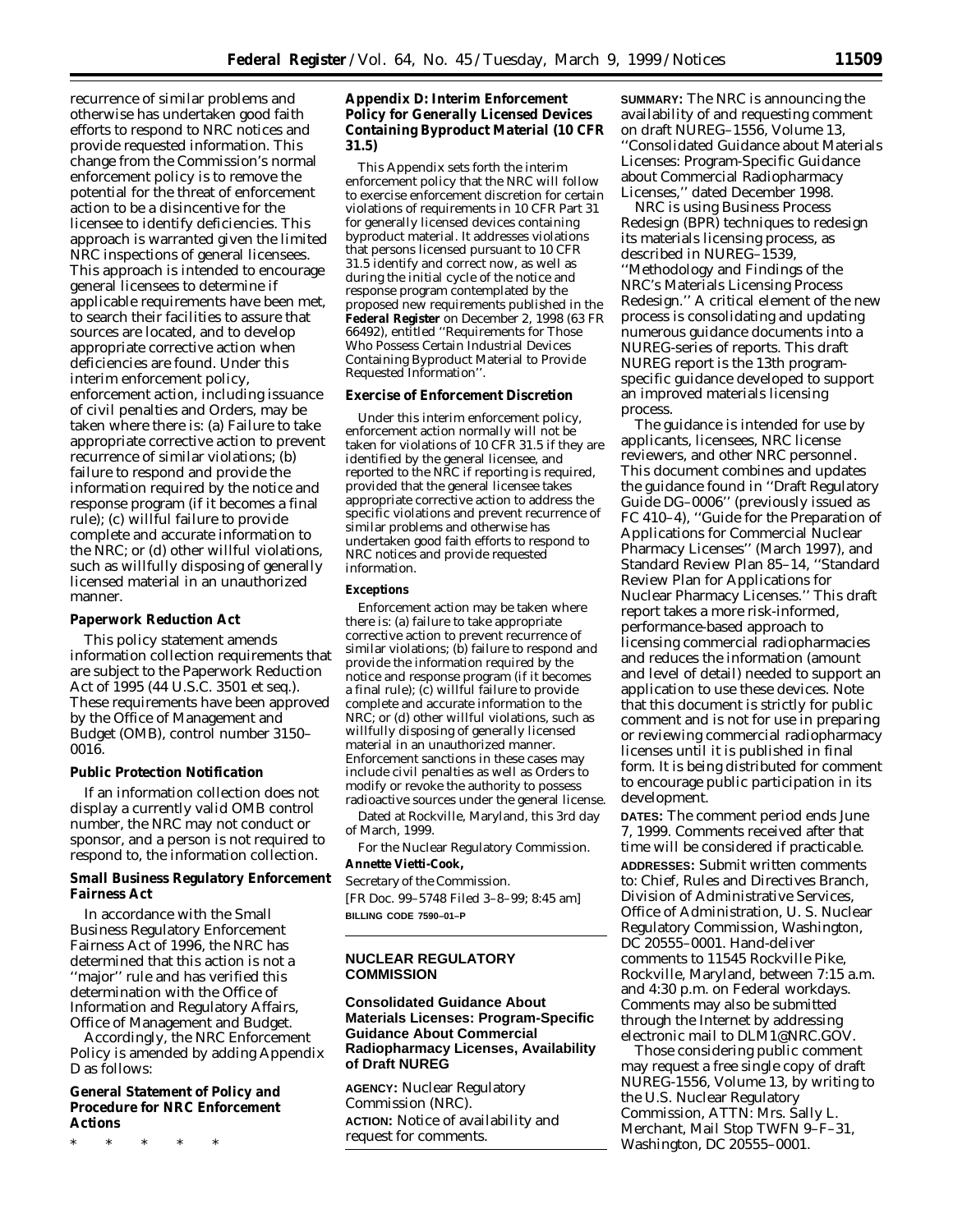recurrence of similar problems and otherwise has undertaken good faith efforts to respond to NRC notices and provide requested information. This change from the Commission's normal enforcement policy is to remove the potential for the threat of enforcement action to be a disincentive for the licensee to identify deficiencies. This approach is warranted given the limited NRC inspections of general licensees. This approach is intended to encourage general licensees to determine if applicable requirements have been met, to search their facilities to assure that sources are located, and to develop appropriate corrective action when deficiencies are found. Under this interim enforcement policy, enforcement action, including issuance of civil penalties and Orders, may be taken where there is: (a) Failure to take appropriate corrective action to prevent recurrence of similar violations; (b) failure to respond and provide the information required by the notice and response program (if it becomes a final rule); (c) willful failure to provide complete and accurate information to the NRC; or (d) other willful violations, such as willfully disposing of generally licensed material in an unauthorized manner.

**Paperwork Reduction Act**

This policy statement amends information collection requirements that are subject to the Paperwork Reduction Act of 1995 (44 U.S.C. 3501 et seq.). These requirements have been approved by the Office of Management and Budget (OMB), control number 3150–0016.

**Public Protection Notification**

If an information collection does not display a currently valid OMB control number, the NRC may not conduct or sponsor, and a person is not required to respond to, the information collection.

**Small Business Regulatory Enforcement Fairness Act**

In accordance with the Small Business Regulatory Enforcement Fairness Act of 1996, the NRC has determined that this action is not a ''major'' rule and has verified this determination with the Office of Information and Regulatory Affairs, Office of Management and Budget.

Accordingly, the NRC Enforcement Policy is amended by adding Appendix D as follows:

**General Statement of Policy and Procedure for NRC Enforcement Actions**

\* \* \* \* \*

**Appendix D: Interim Enforcement Policy for Generally Licensed Devices Containing Byproduct Material (10 CFR 31.5)**

This Appendix sets forth the interim enforcement policy that the NRC will follow to exercise enforcement discretion for certain violations of requirements in 10 CFR Part 31 for generally licensed devices containing byproduct material. It addresses violations that persons licensed pursuant to 10 CFR 31.5 identify and correct now, as well as during the initial cycle of the notice and response program contemplated by the proposed new requirements published in the **Federal Register** on December 2, 1998 (63 FR 66492), entitled ''Requirements for Those Who Possess Certain Industrial Devices Containing Byproduct Material to Provide Requested Information''.

**Exercise of Enforcement Discretion**

Under this interim enforcement policy, enforcement action normally will not be taken for violations of 10 CFR 31.5 if they are identified by the general licensee, and reported to the NRC if reporting is required, provided that the general licensee takes appropriate corrective action to address the specific violations and prevent recurrence of similar problems and otherwise has undertaken good faith efforts to respond to NRC notices and provide requested information.

**Exceptions**

Enforcement action may be taken where there is: (a) failure to take appropriate corrective action to prevent recurrence of similar violations; (b) failure to respond and provide the information required by the notice and response program (if it becomes a final rule); (c) willful failure to provide complete and accurate information to the NRC; or (d) other willful violations, such as willfully disposing of generally licensed material in an unauthorized manner. Enforcement sanctions in these cases may include civil penalties as well as Orders to modify or revoke the authority to possess radioactive sources under the general license.

Dated at Rockville, Maryland, this 3rd day of March, 1999.

For the Nuclear Regulatory Commission.

**Annette Vietti-Cook,**

*Secretary of the Commission.*

[FR Doc. 99–5748 Filed 3–8–99; 8:45 am]

**BILLING CODE 7590–01–P**

## NUCLEAR REGULATORY COMMISSION

### Consolidated Guidance About Materials Licenses: Program-Specific Guidance About Commercial Radiopharmacy Licenses, Availability of Draft NUREG

**AGENCY:** Nuclear Regulatory Commission (NRC).

**ACTION:** Notice of availability and request for comments.

**SUMMARY:** The NRC is announcing the availability of and requesting comment on draft NUREG–1556, Volume 13, ''Consolidated Guidance about Materials Licenses: Program-Specific Guidance about Commercial Radiopharmacy Licenses,'' dated December 1998.

NRC is using Business Process Redesign (BPR) techniques to redesign its materials licensing process, as described in NUREG–1539, ''Methodology and Findings of the NRC's Materials Licensing Process Redesign.'' A critical element of the new process is consolidating and updating numerous guidance documents into a NUREG-series of reports. This draft NUREG report is the 13th program-specific guidance developed to support an improved materials licensing process.

The guidance is intended for use by applicants, licensees, NRC license reviewers, and other NRC personnel. This document combines and updates the guidance found in ''Draft Regulatory Guide DG–0006'' (previously issued as FC 410–4), ''Guide for the Preparation of Applications for Commercial Nuclear Pharmacy Licenses'' (March 1997), and Standard Review Plan 85–14, ''Standard Review Plan for Applications for Nuclear Pharmacy Licenses.'' This draft report takes a more risk-informed, performance-based approach to licensing commercial radiopharmacies and reduces the information (amount and level of detail) needed to support an application to use these devices. Note that this document is strictly for public comment and is not for use in preparing or reviewing commercial radiopharmacy licenses until it is published in final form. It is being distributed for comment to encourage public participation in its development.

**DATES:** The comment period ends June 7, 1999. Comments received after that time will be considered if practicable.

**ADDRESSES:** Submit written comments to: Chief, Rules and Directives Branch, Division of Administrative Services, Office of Administration, U. S. Nuclear Regulatory Commission, Washington, DC 20555–0001. Hand-deliver comments to 11545 Rockville Pike, Rockville, Maryland, between 7:15 a.m. and 4:30 p.m. on Federal workdays. Comments may also be submitted through the Internet by addressing electronic mail to DLM1@NRC.GOV.

Those considering public comment may request a free single copy of draft NUREG-1556, Volume 13, by writing to the U.S. Nuclear Regulatory Commission, ATTN: Mrs. Sally L. Merchant, Mail Stop TWFN 9–F–31, Washington, DC 20555–0001.